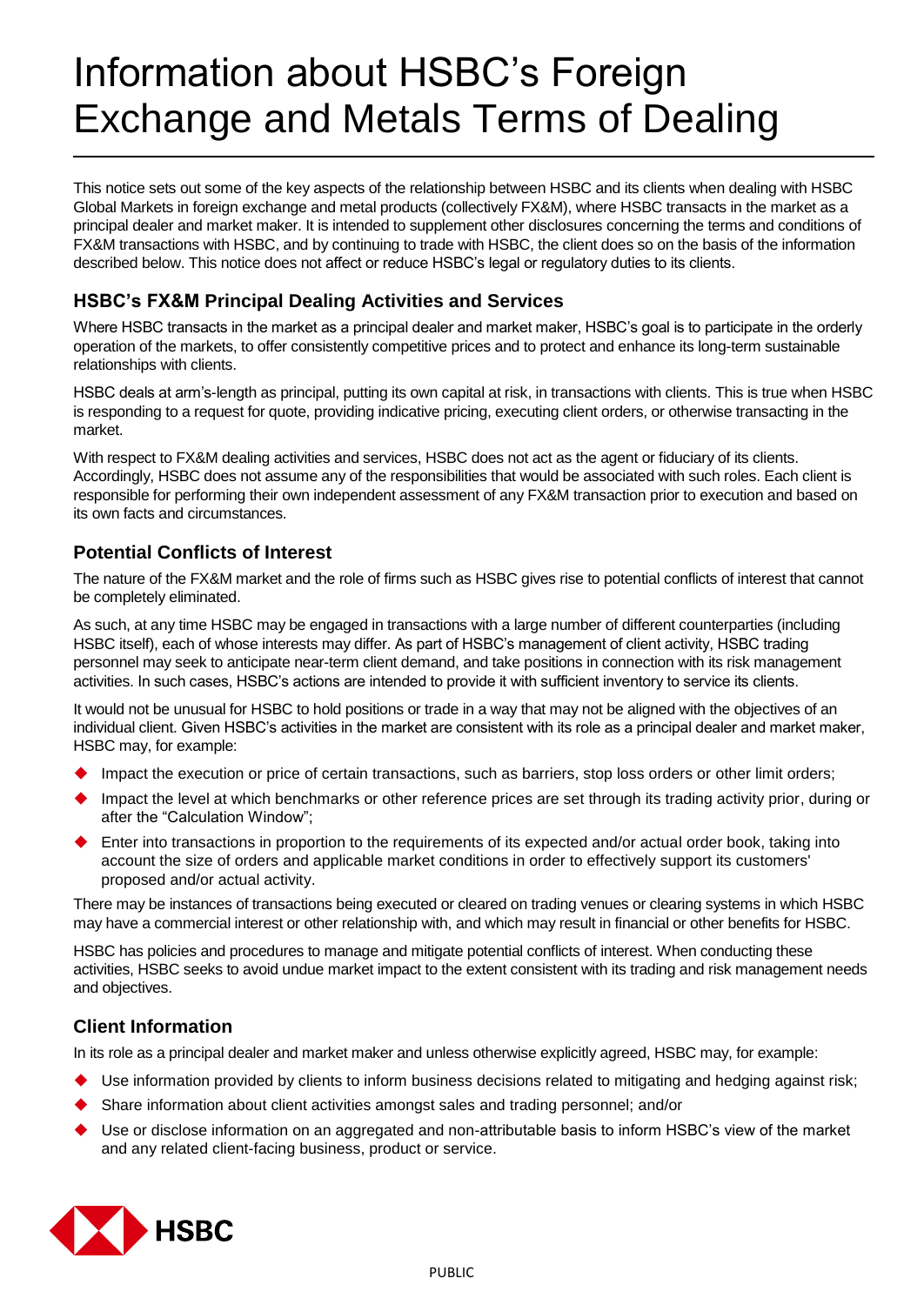# Information about HSBC's Foreign Exchange and Metals Terms of Dealing

This notice sets out some of the key aspects of the relationship between HSBC and its clients when dealing with HSBC Global Markets in foreign exchange and metal products (collectively FX&M), where HSBC transacts in the market as a principal dealer and market maker. It is intended to supplement other disclosures concerning the terms and conditions of FX&M transactions with HSBC, and by continuing to trade with HSBC, the client does so on the basis of the information described below. This notice does not affect or reduce HSBC's legal or regulatory duties to its clients.

## HSBC's FX&M Principal Dealing Activities and Services

Where HSBC transacts in the market as a principal dealer and market maker, HSBC's goal is to participate in the orderly operation of the markets, to offer consistently competitive prices and to protect and enhance its long-term sustainable relationships with clients.

HSBC deals at arm's-length as principal, putting its own capital at risk, in transactions with clients. This is true when HSBC is responding to a request for quote, providing indicative pricing, executing client orders, or otherwise transacting in the market.

With respect to FX&M dealing activities and services, HSBC does not act as the agent or fiduciary of its clients. Accordingly, HSBC does not assume any of the responsibilities that would be associated with such roles. Each client is responsible for performing their own independent assessment of any FX&M transaction prior to execution and based on its own facts and circumstances.

## Potential Conflicts of Interest

The nature of the FX&M market and the role of firms such as HSBC gives rise to potential conflicts of interest that cannot be completely eliminated.

As such, at any time HSBC may be engaged in transactions with a large number of different counterparties (including HSBC itself), each of whose interests may differ. As part of HSBC's management of client activity, HSBC trading personnel may seek to anticipate near-term client demand, and take positions in connection with its risk management activities. In such cases, HSBC's actions are intended to provide it with sufficient inventory to service its clients.

It would not be unusual for HSBC to hold positions or trade in a way that may not be aligned with the objectives of an individual client. Given HSBC's activities in the market are consistent with its role as a principal dealer and market maker, HSBC may, for example:

- Impact the execution or price of certain transactions, such as barriers, stop loss orders or other limit orders;
- Impact the level at which benchmarks or other reference prices are set through its trading activity prior, during or after the "Calculation Window";
- Enter into transactions in proportion to the requirements of its expected and/or actual order book, taking into account the size of orders and applicable market conditions in order to effectively support its customers' proposed and/or actual activity.

There may be instances of transactions being executed or cleared on trading venues or clearing systems in which HSBC may have a commercial interest or other relationship with, and which may result in financial or other benefits for HSBC.

HSBC has policies and procedures to manage and mitigate potential conflicts of interest. When conducting these activities, HSBC seeks to avoid undue market impact to the extent consistent with its trading and risk management needs and objectives.

## Client Information

In its role as a principal dealer and market maker and unless otherwise explicitly agreed, HSBC may, for example:

- Use information provided by clients to inform business decisions related to mitigating and hedging against risk;
- Share information about client activities amongst sales and trading personnel; and/or
- Use or disclose information on an aggregated and non-attributable basis to inform HSBC's view of the market and any related client-facing business, product or service.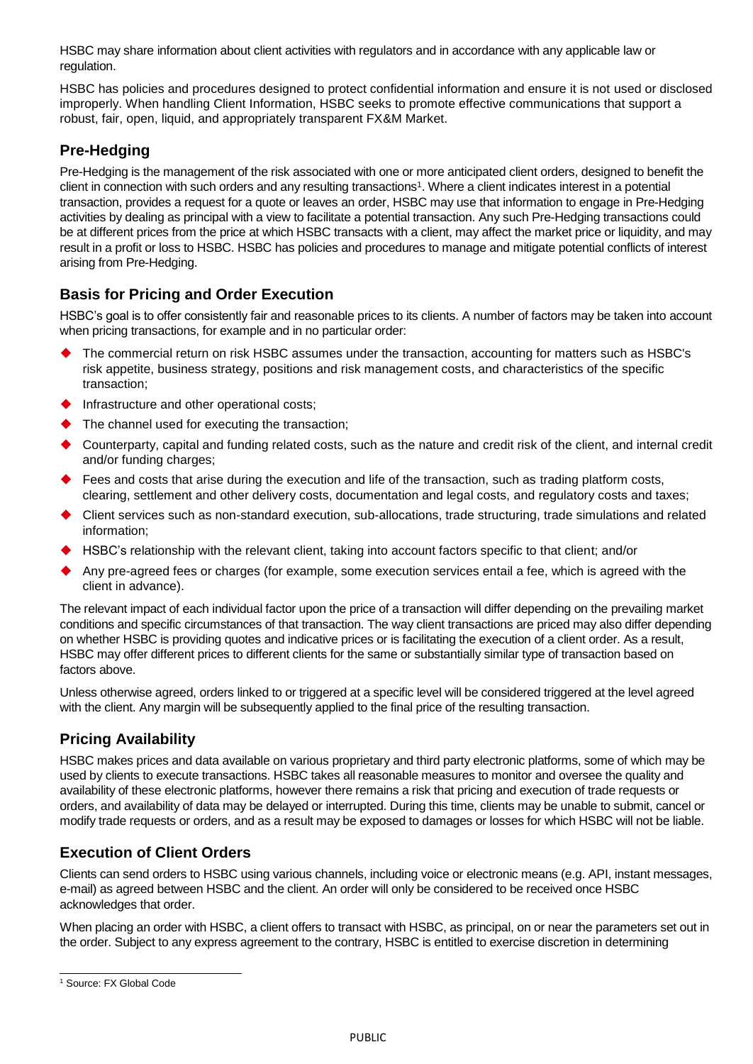HSBC may share information about client activities with regulators and in accordance with any applicable law or regulation.

HSBC has policies and procedures designed to protect confidential information and ensure it is not used or disclosed improperly. When handling Client Information, HSBC seeks to promote effective communications that support a robust, fair, open, liquid, and appropriately transparent FX&M Market.

## Pre-Hedging

Pre-Hedging is the management of the risk associated with one or more anticipated client orders, designed to benefit the client in connection with such orders and any resulting transactions[1]. Where a client indicates interest in a potential transaction, provides a request for a quote or leaves an order, HSBC may use that information to engage in Pre-Hedging activities by dealing as principal with a view to facilitate a potential transaction. Any such Pre-Hedging transactions could be at different prices from the price at which HSBC transacts with a client, may affect the market price or liquidity, and may result in a profit or loss to HSBC. HSBC has policies and procedures to manage and mitigate potential conflicts of interest arising from Pre-Hedging.

## Basis for Pricing and Order Execution

HSBC's goal is to offer consistently fair and reasonable prices to its clients. A number of factors may be taken into account when pricing transactions, for example and in no particular order:

- The commercial return on risk HSBC assumes under the transaction, accounting for matters such as HSBC's risk appetite, business strategy, positions and risk management costs, and characteristics of the specific transaction;
- Infrastructure and other operational costs;
- The channel used for executing the transaction;
- Counterparty, capital and funding related costs, such as the nature and credit risk of the client, and internal credit and/or funding charges;
- Fees and costs that arise during the execution and life of the transaction, such as trading platform costs, clearing, settlement and other delivery costs, documentation and legal costs, and regulatory costs and taxes;
- Client services such as non-standard execution, sub-allocations, trade structuring, trade simulations and related information;
- HSBC's relationship with the relevant client, taking into account factors specific to that client; and/or
- Any pre-agreed fees or charges (for example, some execution services entail a fee, which is agreed with the client in advance).

The relevant impact of each individual factor upon the price of a transaction will differ depending on the prevailing market conditions and specific circumstances of that transaction. The way client transactions are priced may also differ depending on whether HSBC is providing quotes and indicative prices or is facilitating the execution of a client order. As a result, HSBC may offer different prices to different clients for the same or substantially similar type of transaction based on factors above.

Unless otherwise agreed, orders linked to or triggered at a specific level will be considered triggered at the level agreed with the client. Any margin will be subsequently applied to the final price of the resulting transaction.

## Pricing Availability

HSBC makes prices and data available on various proprietary and third party electronic platforms, some of which may be used by clients to execute transactions. HSBC takes all reasonable measures to monitor and oversee the quality and availability of these electronic platforms, however there remains a risk that pricing and execution of trade requests or orders, and availability of data may be delayed or interrupted. During this time, clients may be unable to submit, cancel or modify trade requests or orders, and as a result may be exposed to damages or losses for which HSBC will not be liable.

## Execution of Client Orders

Clients can send orders to HSBC using various channels, including voice or electronic means (e.g. API, instant messages, e-mail) as agreed between HSBC and the client. An order will only be considered to be received once HSBC acknowledges that order.

When placing an order with HSBC, a client offers to transact with HSBC, as principal, on or near the parameters set out in the order. Subject to any express agreement to the contrary, HSBC is entitled to exercise discretion in determining

[1] Source: FX Global Code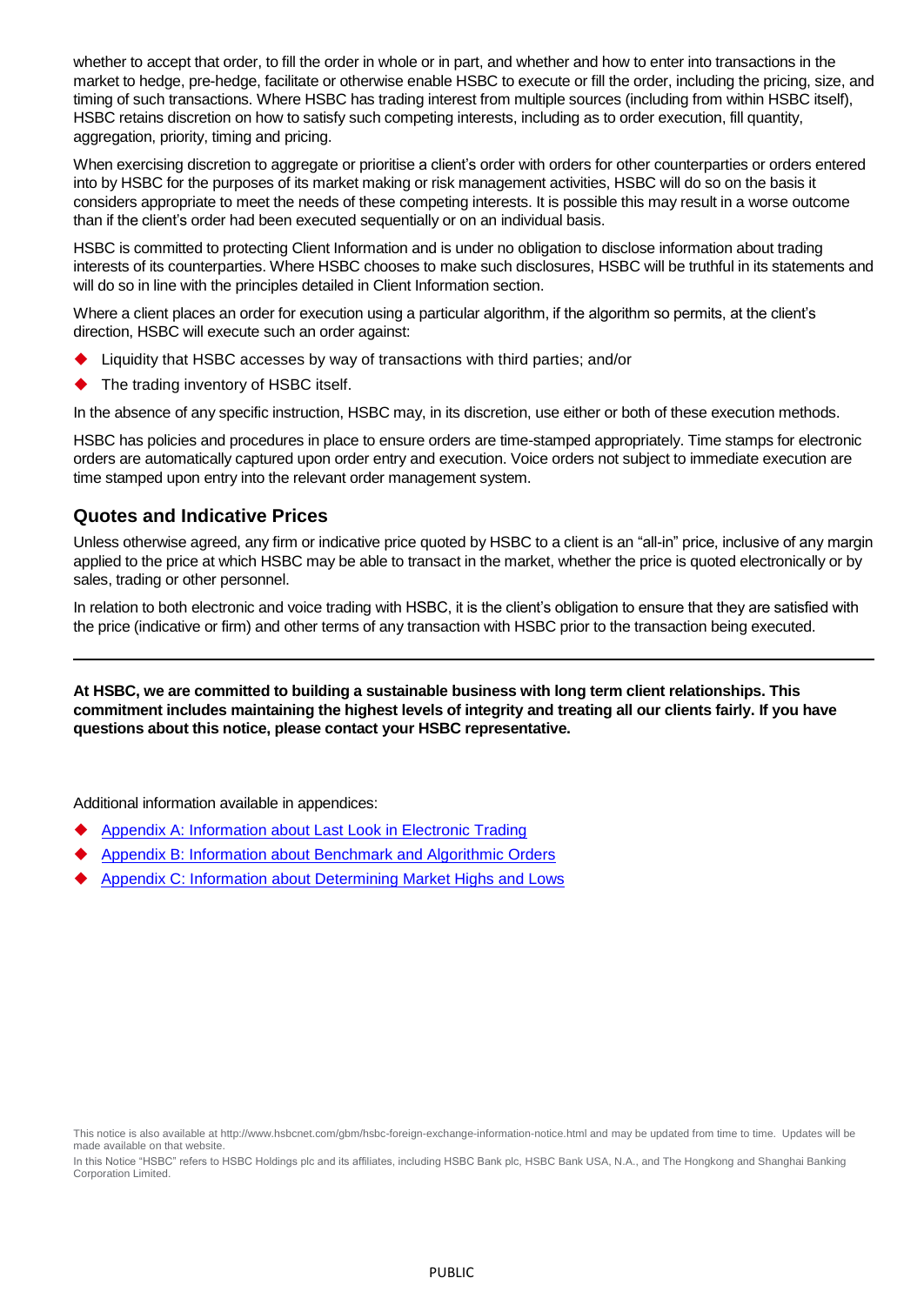whether to accept that order, to fill the order in whole or in part, and whether and how to enter into transactions in the market to hedge, pre-hedge, facilitate or otherwise enable HSBC to execute or fill the order, including the pricing, size, and timing of such transactions. Where HSBC has trading interest from multiple sources (including from within HSBC itself), HSBC retains discretion on how to satisfy such competing interests, including as to order execution, fill quantity, aggregation, priority, timing and pricing.

When exercising discretion to aggregate or prioritise a client's order with orders for other counterparties or orders entered into by HSBC for the purposes of its market making or risk management activities, HSBC will do so on the basis it considers appropriate to meet the needs of these competing interests. It is possible this may result in a worse outcome than if the client's order had been executed sequentially or on an individual basis.

HSBC is committed to protecting Client Information and is under no obligation to disclose information about trading interests of its counterparties. Where HSBC chooses to make such disclosures, HSBC will be truthful in its statements and will do so in line with the principles detailed in Client Information section.

Where a client places an order for execution using a particular algorithm, if the algorithm so permits, at the client's direction, HSBC will execute such an order against:

- Liquidity that HSBC accesses by way of transactions with third parties; and/or
- The trading inventory of HSBC itself.

In the absence of any specific instruction, HSBC may, in its discretion, use either or both of these execution methods.

HSBC has policies and procedures in place to ensure orders are time-stamped appropriately. Time stamps for electronic orders are automatically captured upon order entry and execution. Voice orders not subject to immediate execution are time stamped upon entry into the relevant order management system.

## Quotes and Indicative Prices

Unless otherwise agreed, any firm or indicative price quoted by HSBC to a client is an "all-in" price, inclusive of any margin applied to the price at which HSBC may be able to transact in the market, whether the price is quoted electronically or by sales, trading or other personnel.

In relation to both electronic and voice trading with HSBC, it is the client's obligation to ensure that they are satisfied with the price (indicative or firm) and other terms of any transaction with HSBC prior to the transaction being executed.

---

**At HSBC, we are committed to building a sustainable business with long term client relationships. This commitment includes maintaining the highest levels of integrity and treating all our clients fairly. If you have questions about this notice, please contact your HSBC representative.**

Additional information available in appendices:

- Appendix A: Information about Last Look in Electronic Trading
- Appendix B: Information about Benchmark and Algorithmic Orders
- Appendix C: Information about Determining Market Highs and Lows

This notice is also available at http://www.hsbcnet.com/gbm/hsbc-foreign-exchange-information-notice.html and may be updated from time to time. Updates will be made available on that website.

In this Notice "HSBC" refers to HSBC Holdings plc and its affiliates, including HSBC Bank plc, HSBC Bank USA, N.A., and The Hongkong and Shanghai Banking Corporation Limited.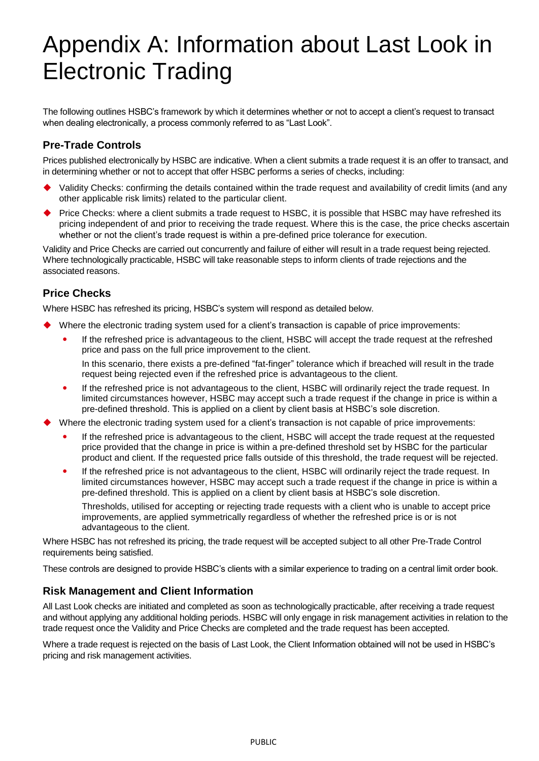# Appendix A: Information about Last Look in Electronic Trading

The following outlines HSBC's framework by which it determines whether or not to accept a client's request to transact when dealing electronically, a process commonly referred to as "Last Look".

## Pre-Trade Controls

Prices published electronically by HSBC are indicative. When a client submits a trade request it is an offer to transact, and in determining whether or not to accept that offer HSBC performs a series of checks, including:

- Validity Checks: confirming the details contained within the trade request and availability of credit limits (and any other applicable risk limits) related to the particular client.
- Price Checks: where a client submits a trade request to HSBC, it is possible that HSBC may have refreshed its pricing independent of and prior to receiving the trade request. Where this is the case, the price checks ascertain whether or not the client's trade request is within a pre-defined price tolerance for execution.

Validity and Price Checks are carried out concurrently and failure of either will result in a trade request being rejected. Where technologically practicable, HSBC will take reasonable steps to inform clients of trade rejections and the associated reasons.

## Price Checks

Where HSBC has refreshed its pricing, HSBC's system will respond as detailed below.

- Where the electronic trading system used for a client's transaction is capable of price improvements:
  - If the refreshed price is advantageous to the client, HSBC will accept the trade request at the refreshed price and pass on the full price improvement to the client.

    In this scenario, there exists a pre-defined "fat-finger" tolerance which if breached will result in the trade request being rejected even if the refreshed price is advantageous to the client.
  - If the refreshed price is not advantageous to the client, HSBC will ordinarily reject the trade request. In limited circumstances however, HSBC may accept such a trade request if the change in price is within a pre-defined threshold. This is applied on a client by client basis at HSBC's sole discretion.
- Where the electronic trading system used for a client's transaction is not capable of price improvements:
  - If the refreshed price is advantageous to the client, HSBC will accept the trade request at the requested price provided that the change in price is within a pre-defined threshold set by HSBC for the particular product and client. If the requested price falls outside of this threshold, the trade request will be rejected.
  - If the refreshed price is not advantageous to the client, HSBC will ordinarily reject the trade request. In limited circumstances however, HSBC may accept such a trade request if the change in price is within a pre-defined threshold. This is applied on a client by client basis at HSBC's sole discretion.

    Thresholds, utilised for accepting or rejecting trade requests with a client who is unable to accept price improvements, are applied symmetrically regardless of whether the refreshed price is or is not advantageous to the client.

Where HSBC has not refreshed its pricing, the trade request will be accepted subject to all other Pre-Trade Control requirements being satisfied.

These controls are designed to provide HSBC's clients with a similar experience to trading on a central limit order book.

## Risk Management and Client Information

All Last Look checks are initiated and completed as soon as technologically practicable, after receiving a trade request and without applying any additional holding periods. HSBC will only engage in risk management activities in relation to the trade request once the Validity and Price Checks are completed and the trade request has been accepted.

Where a trade request is rejected on the basis of Last Look, the Client Information obtained will not be used in HSBC's pricing and risk management activities.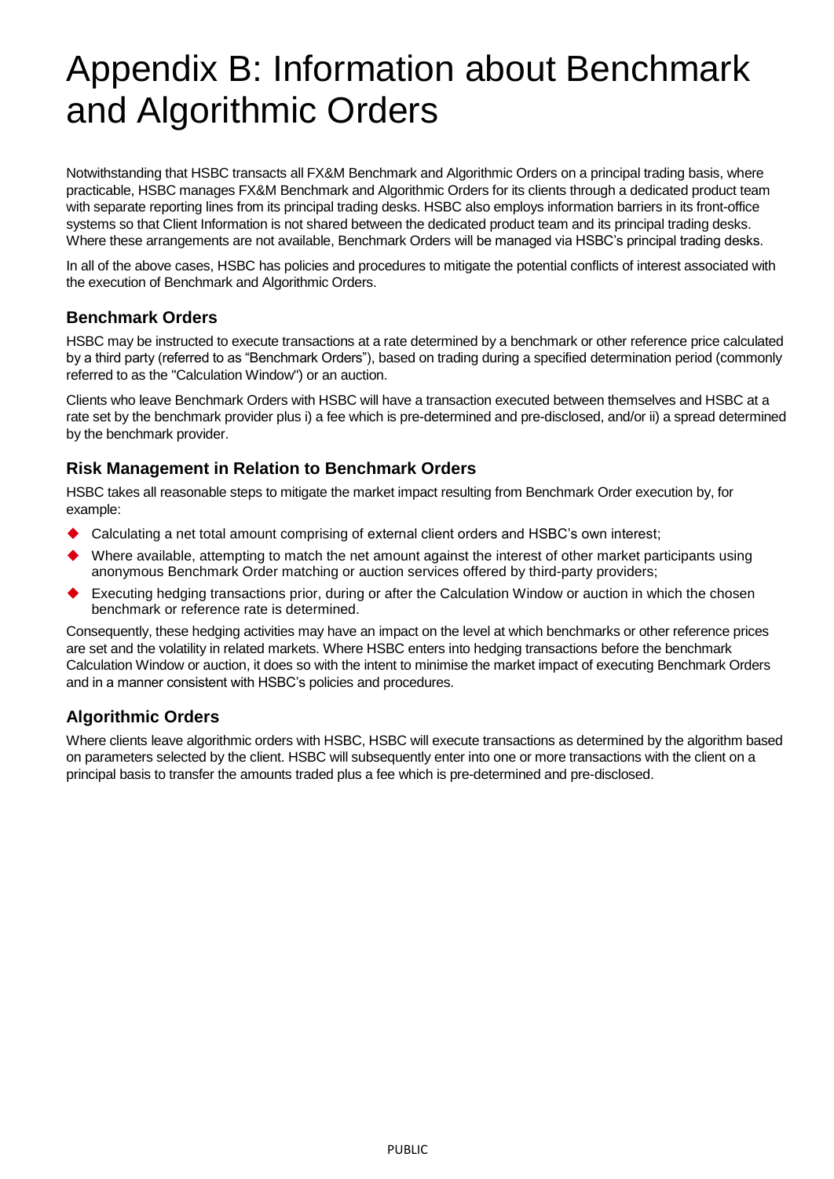# Appendix B: Information about Benchmark and Algorithmic Orders

Notwithstanding that HSBC transacts all FX&M Benchmark and Algorithmic Orders on a principal trading basis, where practicable, HSBC manages FX&M Benchmark and Algorithmic Orders for its clients through a dedicated product team with separate reporting lines from its principal trading desks. HSBC also employs information barriers in its front-office systems so that Client Information is not shared between the dedicated product team and its principal trading desks. Where these arrangements are not available, Benchmark Orders will be managed via HSBC's principal trading desks.

In all of the above cases, HSBC has policies and procedures to mitigate the potential conflicts of interest associated with the execution of Benchmark and Algorithmic Orders.

## Benchmark Orders

HSBC may be instructed to execute transactions at a rate determined by a benchmark or other reference price calculated by a third party (referred to as "Benchmark Orders"), based on trading during a specified determination period (commonly referred to as the "Calculation Window") or an auction.

Clients who leave Benchmark Orders with HSBC will have a transaction executed between themselves and HSBC at a rate set by the benchmark provider plus i) a fee which is pre-determined and pre-disclosed, and/or ii) a spread determined by the benchmark provider.

## Risk Management in Relation to Benchmark Orders

HSBC takes all reasonable steps to mitigate the market impact resulting from Benchmark Order execution by, for example:

- Calculating a net total amount comprising of external client orders and HSBC's own interest;
- Where available, attempting to match the net amount against the interest of other market participants using anonymous Benchmark Order matching or auction services offered by third-party providers;
- Executing hedging transactions prior, during or after the Calculation Window or auction in which the chosen benchmark or reference rate is determined.

Consequently, these hedging activities may have an impact on the level at which benchmarks or other reference prices are set and the volatility in related markets. Where HSBC enters into hedging transactions before the benchmark Calculation Window or auction, it does so with the intent to minimise the market impact of executing Benchmark Orders and in a manner consistent with HSBC's policies and procedures.

## Algorithmic Orders

Where clients leave algorithmic orders with HSBC, HSBC will execute transactions as determined by the algorithm based on parameters selected by the client. HSBC will subsequently enter into one or more transactions with the client on a principal basis to transfer the amounts traded plus a fee which is pre-determined and pre-disclosed.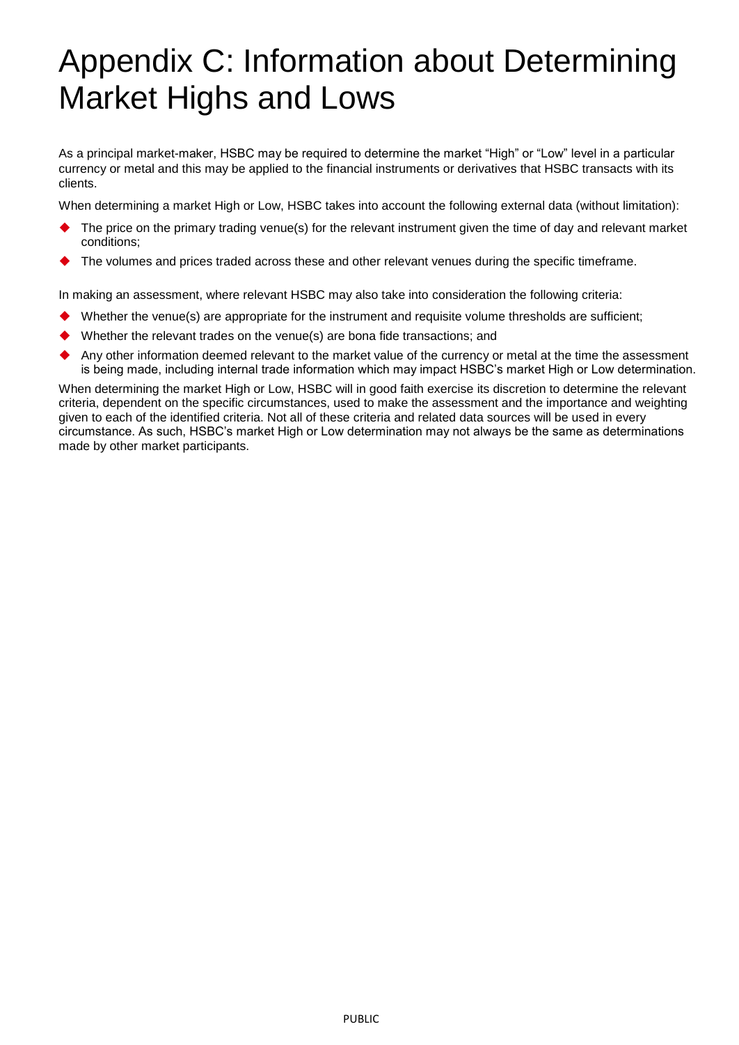# Appendix C: Information about Determining Market Highs and Lows

As a principal market-maker, HSBC may be required to determine the market “High” or “Low” level in a particular currency or metal and this may be applied to the financial instruments or derivatives that HSBC transacts with its clients.

When determining a market High or Low, HSBC takes into account the following external data (without limitation):

- The price on the primary trading venue(s) for the relevant instrument given the time of day and relevant market conditions;
- The volumes and prices traded across these and other relevant venues during the specific timeframe.

In making an assessment, where relevant HSBC may also take into consideration the following criteria:

- Whether the venue(s) are appropriate for the instrument and requisite volume thresholds are sufficient;
- Whether the relevant trades on the venue(s) are bona fide transactions; and
- Any other information deemed relevant to the market value of the currency or metal at the time the assessment is being made, including internal trade information which may impact HSBC’s market High or Low determination.

When determining the market High or Low, HSBC will in good faith exercise its discretion to determine the relevant criteria, dependent on the specific circumstances, used to make the assessment and the importance and weighting given to each of the identified criteria. Not all of these criteria and related data sources will be used in every circumstance. As such, HSBC’s market High or Low determination may not always be the same as determinations made by other market participants.